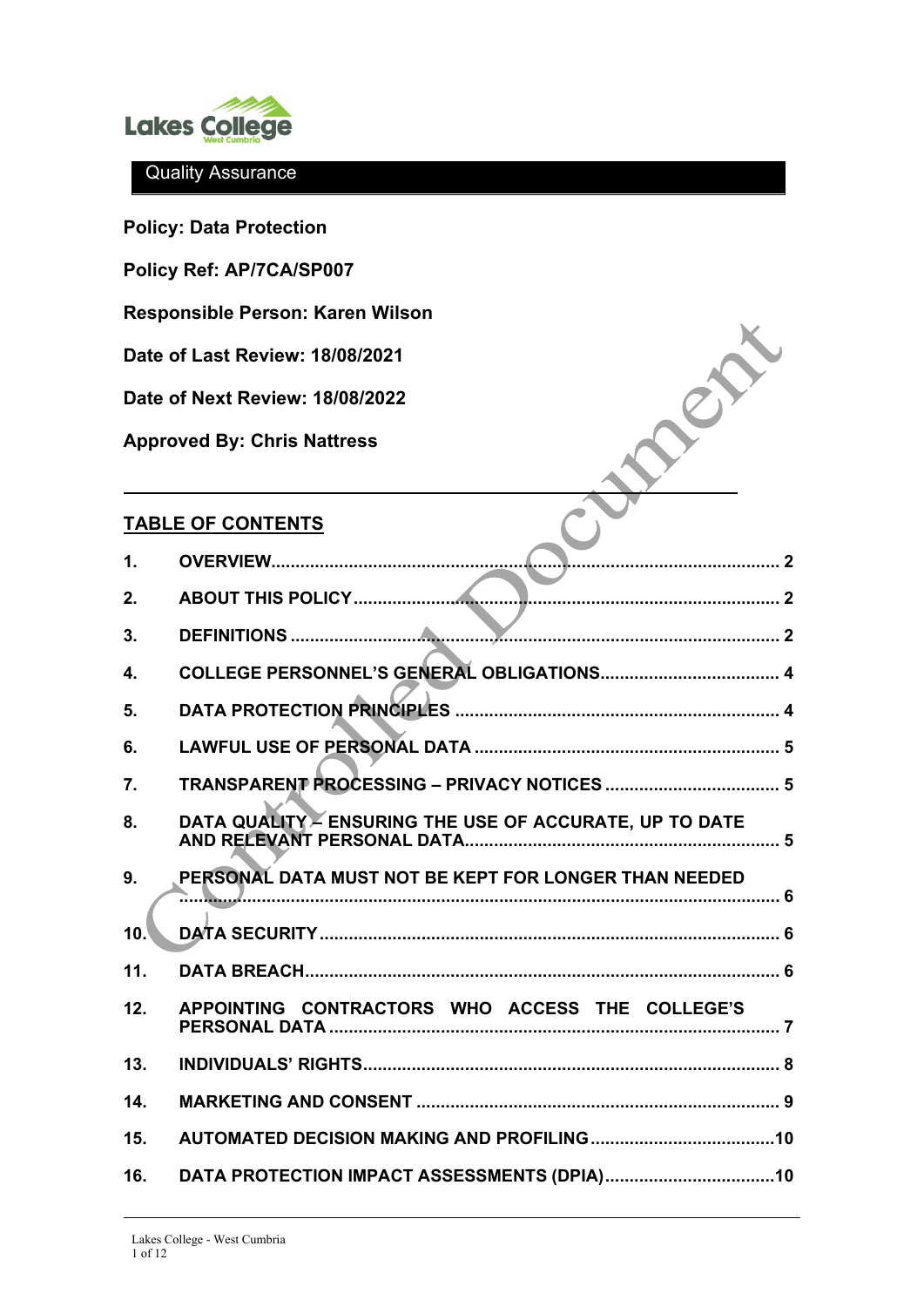Quality Assurance

**Policy: Data Protection**

**Policy Ref: AP/7CA/SP007**

**Responsible Person: Karen Wilson**

**Date of Last Review: 18/08/2021**

**Date of Next Review: 18/08/2022**

**Approved By: Chris Nattress**

---

## TABLE OF CONTENTS

| | | |
|---|---|---|
| 1. | OVERVIEW | 2 |
| 2. | ABOUT THIS POLICY | 2 |
| 3. | DEFINITIONS | 2 |
| 4. | COLLEGE PERSONNEL'S GENERAL OBLIGATIONS | 4 |
| 5. | DATA PROTECTION PRINCIPLES | 4 |
| 6. | LAWFUL USE OF PERSONAL DATA | 5 |
| 7. | TRANSPARENT PROCESSING – PRIVACY NOTICES | 5 |
| 8. | DATA QUALITY – ENSURING THE USE OF ACCURATE, UP TO DATE AND RELEVANT PERSONAL DATA | 5 |
| 9. | PERSONAL DATA MUST NOT BE KEPT FOR LONGER THAN NEEDED | 6 |
| 10. | DATA SECURITY | 6 |
| 11. | DATA BREACH | 6 |
| 12. | APPOINTING CONTRACTORS WHO ACCESS THE COLLEGE'S PERSONAL DATA | 7 |
| 13. | INDIVIDUALS' RIGHTS | 8 |
| 14. | MARKETING AND CONSENT | 9 |
| 15. | AUTOMATED DECISION MAKING AND PROFILING | 10 |
| 16. | DATA PROTECTION IMPACT ASSESSMENTS (DPIA) | 10 |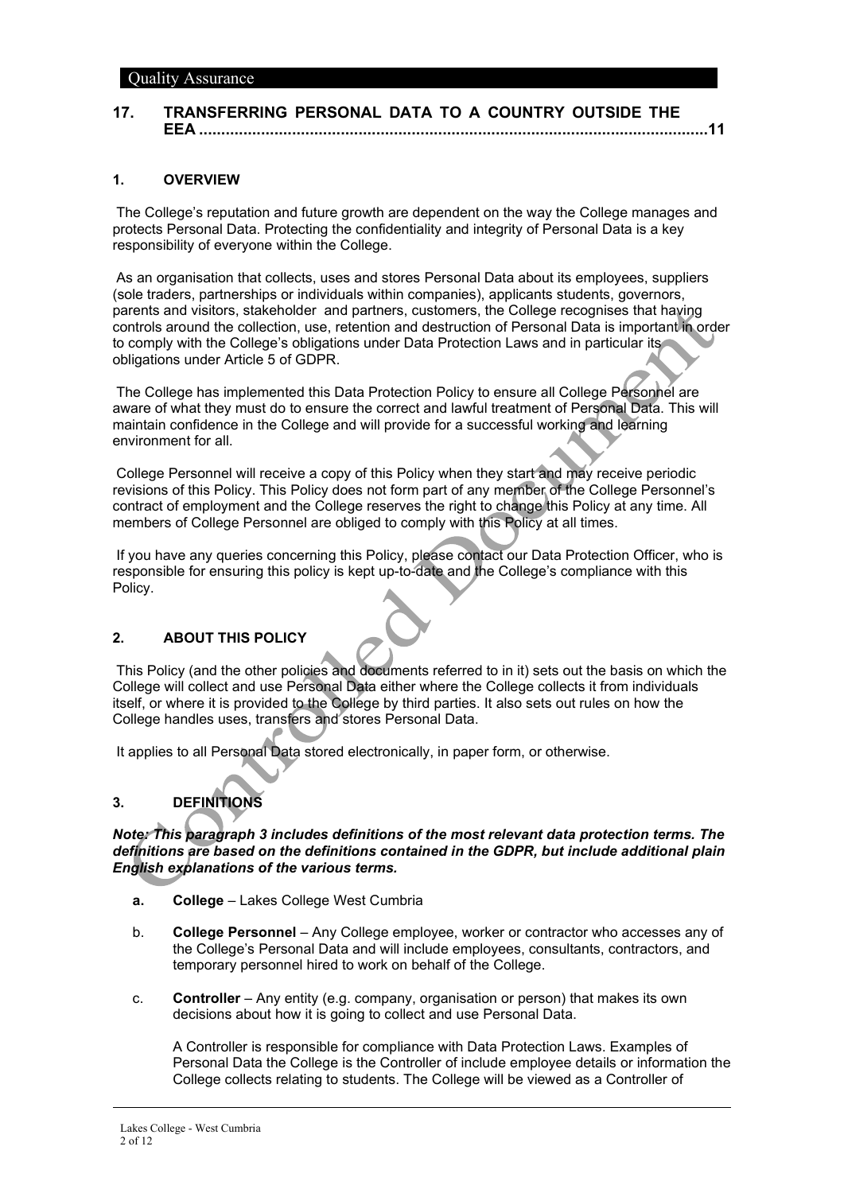**17. TRANSFERRING PERSONAL DATA TO A COUNTRY OUTSIDE THE EEA ....................................................................................................................11**

## 1. OVERVIEW

The College's reputation and future growth are dependent on the way the College manages and protects Personal Data. Protecting the confidentiality and integrity of Personal Data is a key responsibility of everyone within the College.

As an organisation that collects, uses and stores Personal Data about its employees, suppliers (sole traders, partnerships or individuals within companies), applicants students, governors, parents and visitors, stakeholder and partners, customers, the College recognises that having controls around the collection, use, retention and destruction of Personal Data is important in order to comply with the College's obligations under Data Protection Laws and in particular its obligations under Article 5 of GDPR.

The College has implemented this Data Protection Policy to ensure all College Personnel are aware of what they must do to ensure the correct and lawful treatment of Personal Data. This will maintain confidence in the College and will provide for a successful working and learning environment for all.

College Personnel will receive a copy of this Policy when they start and may receive periodic revisions of this Policy. This Policy does not form part of any member of the College Personnel's contract of employment and the College reserves the right to change this Policy at any time. All members of College Personnel are obliged to comply with this Policy at all times.

If you have any queries concerning this Policy, please contact our Data Protection Officer, who is responsible for ensuring this policy is kept up-to-date and the College's compliance with this Policy.

## 2. ABOUT THIS POLICY

This Policy (and the other policies and documents referred to in it) sets out the basis on which the College will collect and use Personal Data either where the College collects it from individuals itself, or where it is provided to the College by third parties. It also sets out rules on how the College handles uses, transfers and stores Personal Data.

It applies to all Personal Data stored electronically, in paper form, or otherwise.

## 3. DEFINITIONS

***Note: This paragraph 3 includes definitions of the most relevant data protection terms. The definitions are based on the definitions contained in the GDPR, but include additional plain English explanations of the various terms.***

a. **College** – Lakes College West Cumbria

b. **College Personnel** – Any College employee, worker or contractor who accesses any of the College's Personal Data and will include employees, consultants, contractors, and temporary personnel hired to work on behalf of the College.

c. **Controller** – Any entity (e.g. company, organisation or person) that makes its own decisions about how it is going to collect and use Personal Data.

A Controller is responsible for compliance with Data Protection Laws. Examples of Personal Data the College is the Controller of include employee details or information the College collects relating to students. The College will be viewed as a Controller of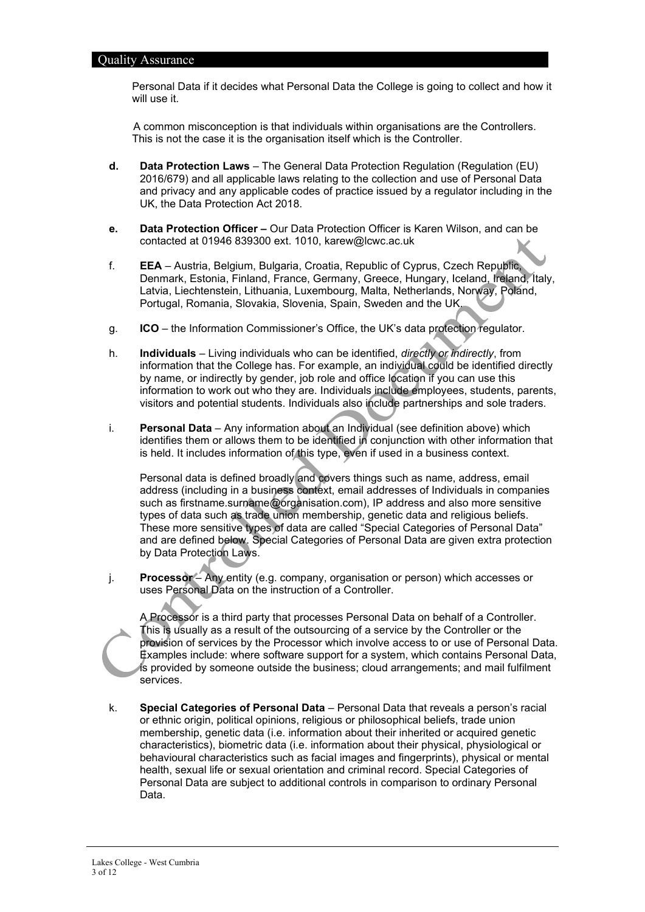Personal Data if it decides what Personal Data the College is going to collect and how it will use it.

A common misconception is that individuals within organisations are the Controllers. This is not the case it is the organisation itself which is the Controller.

**d.** **Data Protection Laws** – The General Data Protection Regulation (Regulation (EU) 2016/679) and all applicable laws relating to the collection and use of Personal Data and privacy and any applicable codes of practice issued by a regulator including in the UK, the Data Protection Act 2018.

**e.** **Data Protection Officer –** Our Data Protection Officer is Karen Wilson, and can be contacted at 01946 839300 ext. 1010, karew@lcwc.ac.uk

f. **EEA** – Austria, Belgium, Bulgaria, Croatia, Republic of Cyprus, Czech Republic, Denmark, Estonia, Finland, France, Germany, Greece, Hungary, Iceland, Ireland, Italy, Latvia, Liechtenstein, Lithuania, Luxembourg, Malta, Netherlands, Norway, Poland, Portugal, Romania, Slovakia, Slovenia, Spain, Sweden and the UK.

g. **ICO** – the Information Commissioner's Office, the UK's data protection regulator.

h. **Individuals** – Living individuals who can be identified, *directly or indirectly*, from information that the College has. For example, an individual could be identified directly by name, or indirectly by gender, job role and office location if you can use this information to work out who they are. Individuals include employees, students, parents, visitors and potential students. Individuals also include partnerships and sole traders.

i. **Personal Data** – Any information about an Individual (see definition above) which identifies them or allows them to be identified in conjunction with other information that is held. It includes information of this type, even if used in a business context.

Personal data is defined broadly and covers things such as name, address, email address (including in a business context, email addresses of Individuals in companies such as firstname.surname@organisation.com), IP address and also more sensitive types of data such as trade union membership, genetic data and religious beliefs. These more sensitive types of data are called "Special Categories of Personal Data" and are defined below. Special Categories of Personal Data are given extra protection by Data Protection Laws.

j. **Processor** – Any entity (e.g. company, organisation or person) which accesses or uses Personal Data on the instruction of a Controller.

A Processor is a third party that processes Personal Data on behalf of a Controller. This is usually as a result of the outsourcing of a service by the Controller or the provision of services by the Processor which involve access to or use of Personal Data. Examples include: where software support for a system, which contains Personal Data, is provided by someone outside the business; cloud arrangements; and mail fulfilment services.

k. **Special Categories of Personal Data** – Personal Data that reveals a person's racial or ethnic origin, political opinions, religious or philosophical beliefs, trade union membership, genetic data (i.e. information about their inherited or acquired genetic characteristics), biometric data (i.e. information about their physical, physiological or behavioural characteristics such as facial images and fingerprints), physical or mental health, sexual life or sexual orientation and criminal record. Special Categories of Personal Data are subject to additional controls in comparison to ordinary Personal Data.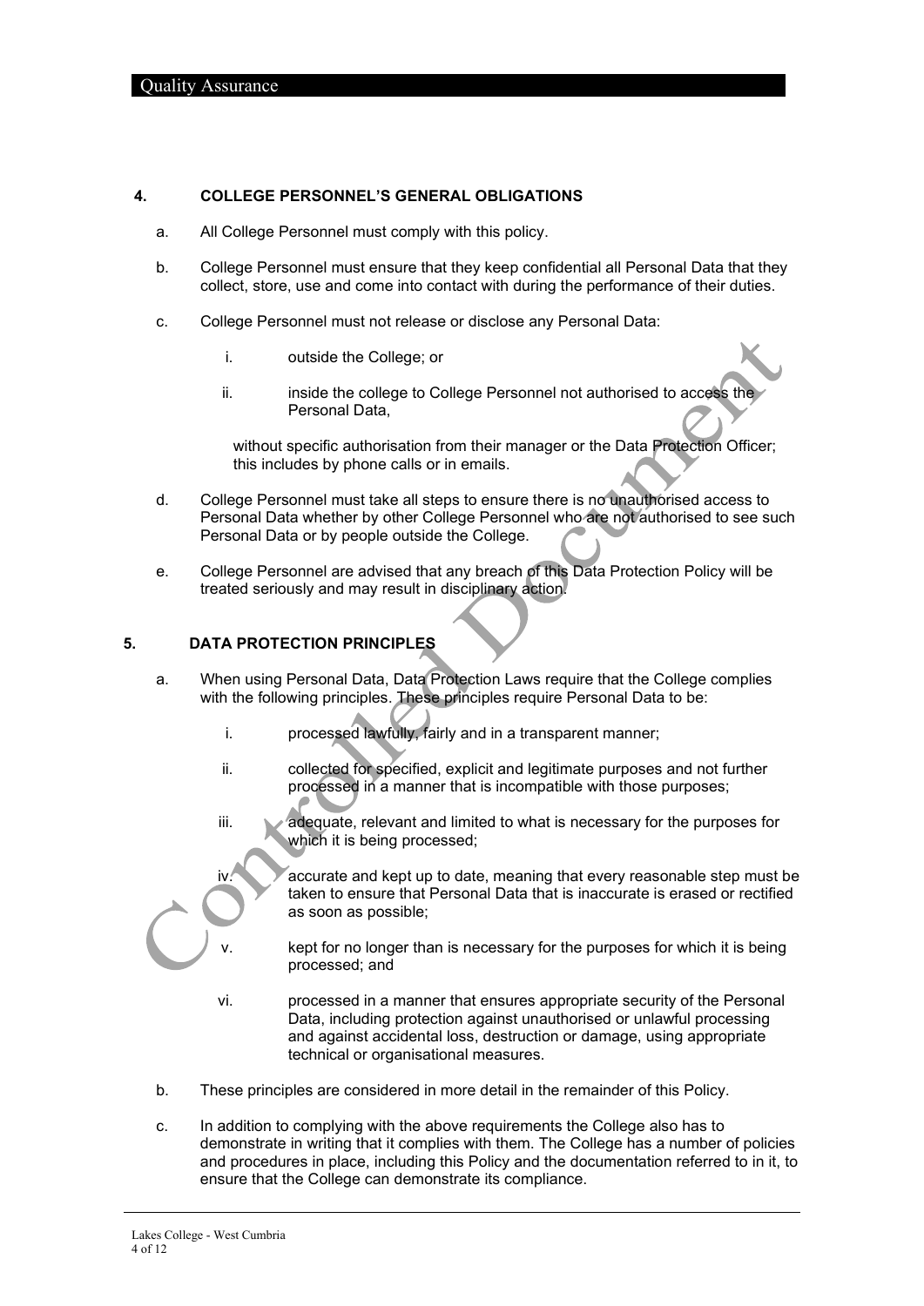## 4. COLLEGE PERSONNEL'S GENERAL OBLIGATIONS

a. All College Personnel must comply with this policy.

b. College Personnel must ensure that they keep confidential all Personal Data that they collect, store, use and come into contact with during the performance of their duties.

c. College Personnel must not release or disclose any Personal Data:

   i. outside the College; or

   ii. inside the college to College Personnel not authorised to access the Personal Data,

   without specific authorisation from their manager or the Data Protection Officer; this includes by phone calls or in emails.

d. College Personnel must take all steps to ensure there is no unauthorised access to Personal Data whether by other College Personnel who are not authorised to see such Personal Data or by people outside the College.

e. College Personnel are advised that any breach of this Data Protection Policy will be treated seriously and may result in disciplinary action.

## 5. DATA PROTECTION PRINCIPLES

a. When using Personal Data, Data Protection Laws require that the College complies with the following principles. These principles require Personal Data to be:

   i. processed lawfully, fairly and in a transparent manner;

   ii. collected for specified, explicit and legitimate purposes and not further processed in a manner that is incompatible with those purposes;

   iii. adequate, relevant and limited to what is necessary for the purposes for which it is being processed;

   iv. accurate and kept up to date, meaning that every reasonable step must be taken to ensure that Personal Data that is inaccurate is erased or rectified as soon as possible;

   v. kept for no longer than is necessary for the purposes for which it is being processed; and

   vi. processed in a manner that ensures appropriate security of the Personal Data, including protection against unauthorised or unlawful processing and against accidental loss, destruction or damage, using appropriate technical or organisational measures.

b. These principles are considered in more detail in the remainder of this Policy.

c. In addition to complying with the above requirements the College also has to demonstrate in writing that it complies with them. The College has a number of policies and procedures in place, including this Policy and the documentation referred to in it, to ensure that the College can demonstrate its compliance.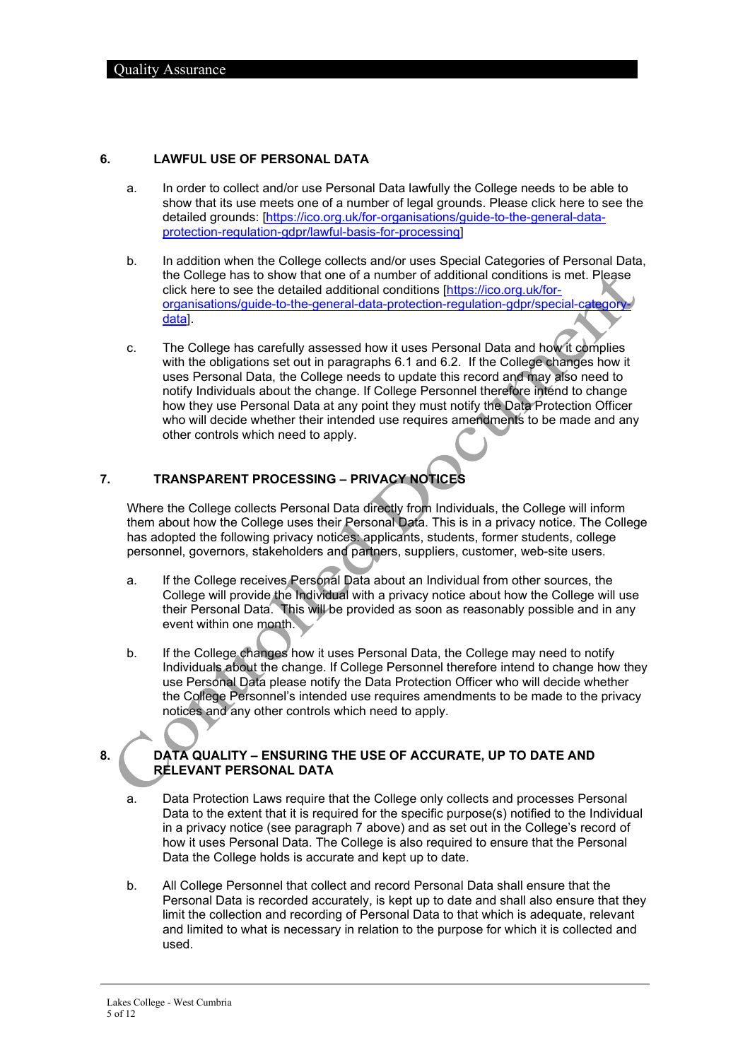## 6. LAWFUL USE OF PERSONAL DATA

a. In order to collect and/or use Personal Data lawfully the College needs to be able to show that its use meets one of a number of legal grounds. Please click here to see the detailed grounds: [https://ico.org.uk/for-organisations/guide-to-the-general-data-protection-regulation-gdpr/lawful-basis-for-processing]

b. In addition when the College collects and/or uses Special Categories of Personal Data, the College has to show that one of a number of additional conditions is met. Please click here to see the detailed additional conditions [https://ico.org.uk/for-organisations/guide-to-the-general-data-protection-regulation-gdpr/special-category-data].

c. The College has carefully assessed how it uses Personal Data and how it complies with the obligations set out in paragraphs 6.1 and 6.2. If the College changes how it uses Personal Data, the College needs to update this record and may also need to notify Individuals about the change. If College Personnel therefore intend to change how they use Personal Data at any point they must notify the Data Protection Officer who will decide whether their intended use requires amendments to be made and any other controls which need to apply.

## 7. TRANSPARENT PROCESSING – PRIVACY NOTICES

Where the College collects Personal Data directly from Individuals, the College will inform them about how the College uses their Personal Data. This is in a privacy notice. The College has adopted the following privacy notices: applicants, students, former students, college personnel, governors, stakeholders and partners, suppliers, customer, web-site users.

a. If the College receives Personal Data about an Individual from other sources, the College will provide the Individual with a privacy notice about how the College will use their Personal Data. This will be provided as soon as reasonably possible and in any event within one month.

b. If the College changes how it uses Personal Data, the College may need to notify Individuals about the change. If College Personnel therefore intend to change how they use Personal Data please notify the Data Protection Officer who will decide whether the College Personnel's intended use requires amendments to be made to the privacy notices and any other controls which need to apply.

## 8. DATA QUALITY – ENSURING THE USE OF ACCURATE, UP TO DATE AND RELEVANT PERSONAL DATA

a. Data Protection Laws require that the College only collects and processes Personal Data to the extent that it is required for the specific purpose(s) notified to the Individual in a privacy notice (see paragraph 7 above) and as set out in the College's record of how it uses Personal Data. The College is also required to ensure that the Personal Data the College holds is accurate and kept up to date.

b. All College Personnel that collect and record Personal Data shall ensure that the Personal Data is recorded accurately, is kept up to date and shall also ensure that they limit the collection and recording of Personal Data to that which is adequate, relevant and limited to what is necessary in relation to the purpose for which it is collected and used.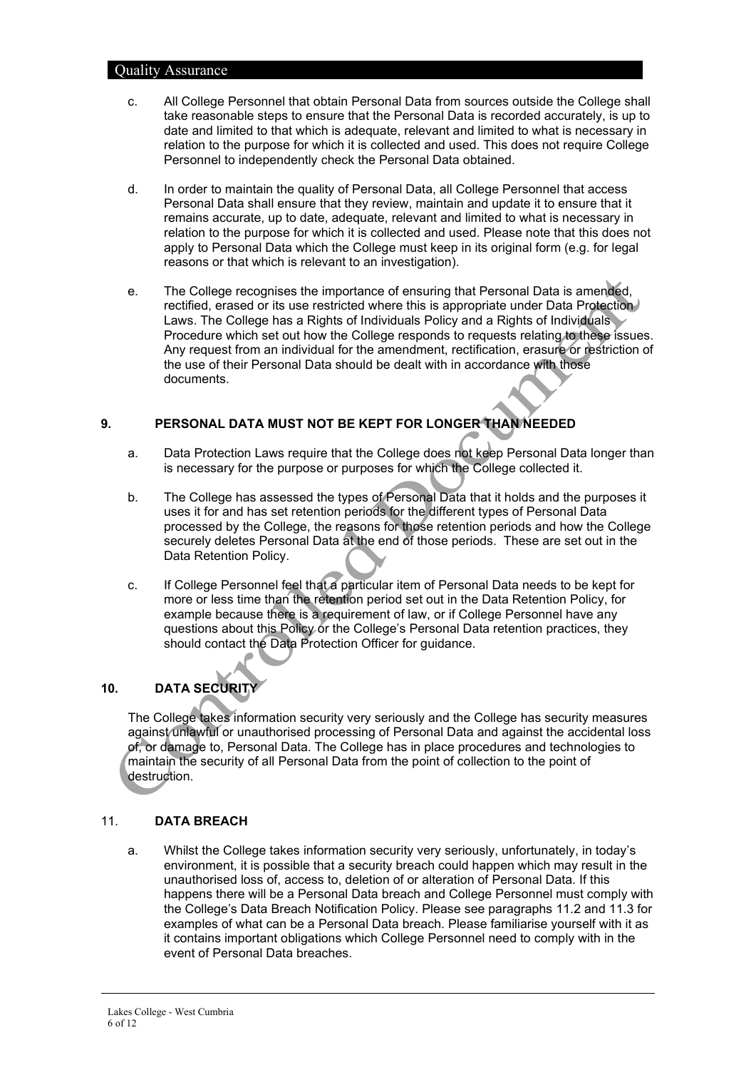c. All College Personnel that obtain Personal Data from sources outside the College shall take reasonable steps to ensure that the Personal Data is recorded accurately, is up to date and limited to that which is adequate, relevant and limited to what is necessary in relation to the purpose for which it is collected and used. This does not require College Personnel to independently check the Personal Data obtained.

d. In order to maintain the quality of Personal Data, all College Personnel that access Personal Data shall ensure that they review, maintain and update it to ensure that it remains accurate, up to date, adequate, relevant and limited to what is necessary in relation to the purpose for which it is collected and used. Please note that this does not apply to Personal Data which the College must keep in its original form (e.g. for legal reasons or that which is relevant to an investigation).

e. The College recognises the importance of ensuring that Personal Data is amended, rectified, erased or its use restricted where this is appropriate under Data Protection Laws. The College has a Rights of Individuals Policy and a Rights of Individuals Procedure which set out how the College responds to requests relating to these issues. Any request from an individual for the amendment, rectification, erasure or restriction of the use of their Personal Data should be dealt with in accordance with those documents.

## 9. PERSONAL DATA MUST NOT BE KEPT FOR LONGER THAN NEEDED

a. Data Protection Laws require that the College does not keep Personal Data longer than is necessary for the purpose or purposes for which the College collected it.

b. The College has assessed the types of Personal Data that it holds and the purposes it uses it for and has set retention periods for the different types of Personal Data processed by the College, the reasons for those retention periods and how the College securely deletes Personal Data at the end of those periods. These are set out in the Data Retention Policy.

c. If College Personnel feel that a particular item of Personal Data needs to be kept for more or less time than the retention period set out in the Data Retention Policy, for example because there is a requirement of law, or if College Personnel have any questions about this Policy or the College's Personal Data retention practices, they should contact the Data Protection Officer for guidance.

## 10. DATA SECURITY

The College takes information security very seriously and the College has security measures against unlawful or unauthorised processing of Personal Data and against the accidental loss of, or damage to, Personal Data. The College has in place procedures and technologies to maintain the security of all Personal Data from the point of collection to the point of destruction.

## 11. DATA BREACH

a. Whilst the College takes information security very seriously, unfortunately, in today's environment, it is possible that a security breach could happen which may result in the unauthorised loss of, access to, deletion of or alteration of Personal Data. If this happens there will be a Personal Data breach and College Personnel must comply with the College's Data Breach Notification Policy. Please see paragraphs 11.2 and 11.3 for examples of what can be a Personal Data breach. Please familiarise yourself with it as it contains important obligations which College Personnel need to comply with in the event of Personal Data breaches.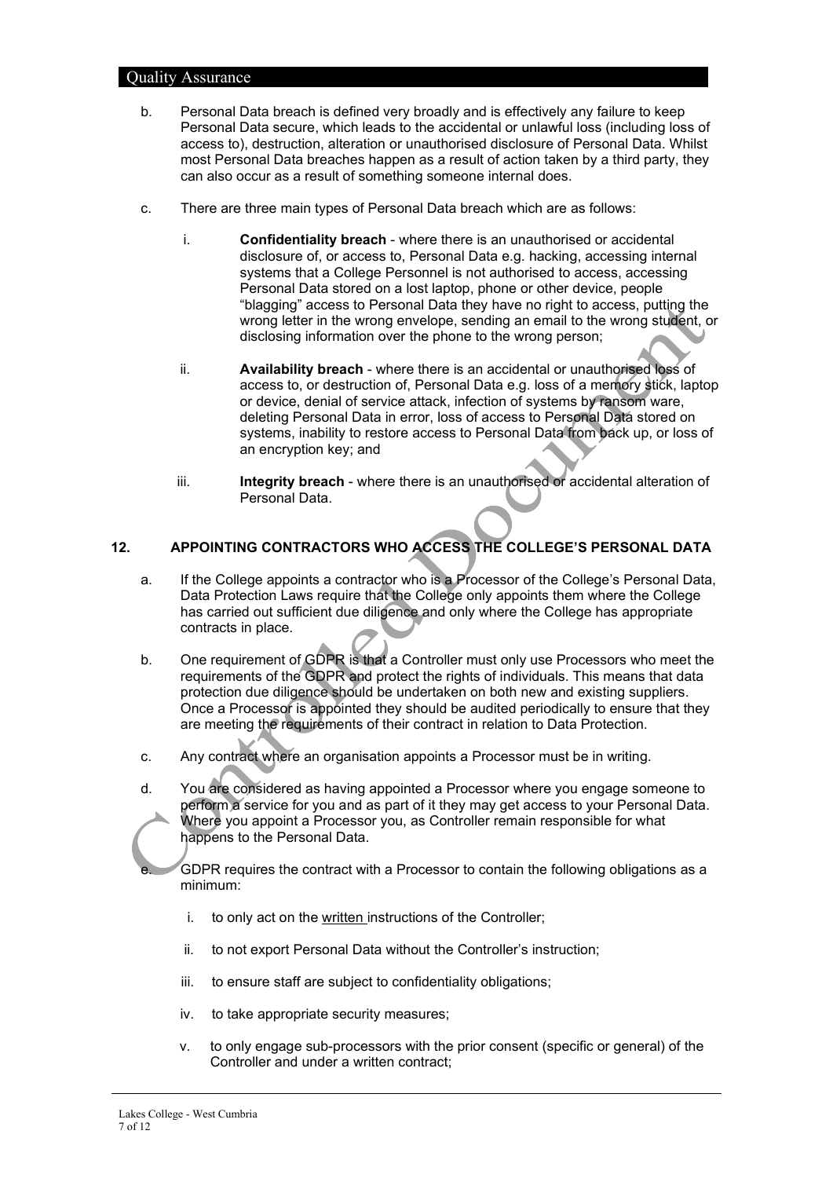b. Personal Data breach is defined very broadly and is effectively any failure to keep Personal Data secure, which leads to the accidental or unlawful loss (including loss of access to), destruction, alteration or unauthorised disclosure of Personal Data. Whilst most Personal Data breaches happen as a result of action taken by a third party, they can also occur as a result of something someone internal does.

c. There are three main types of Personal Data breach which are as follows:

   i. **Confidentiality breach** - where there is an unauthorised or accidental disclosure of, or access to, Personal Data e.g. hacking, accessing internal systems that a College Personnel is not authorised to access, accessing Personal Data stored on a lost laptop, phone or other device, people "blagging" access to Personal Data they have no right to access, putting the wrong letter in the wrong envelope, sending an email to the wrong student, or disclosing information over the phone to the wrong person;

   ii. **Availability breach** - where there is an accidental or unauthorised loss of access to, or destruction of, Personal Data e.g. loss of a memory stick, laptop or device, denial of service attack, infection of systems by ransom ware, deleting Personal Data in error, loss of access to Personal Data stored on systems, inability to restore access to Personal Data from back up, or loss of an encryption key; and

   iii. **Integrity breach** - where there is an unauthorised or accidental alteration of Personal Data.

## 12. APPOINTING CONTRACTORS WHO ACCESS THE COLLEGE'S PERSONAL DATA

a. If the College appoints a contractor who is a Processor of the College's Personal Data, Data Protection Laws require that the College only appoints them where the College has carried out sufficient due diligence and only where the College has appropriate contracts in place.

b. One requirement of GDPR is that a Controller must only use Processors who meet the requirements of the GDPR and protect the rights of individuals. This means that data protection due diligence should be undertaken on both new and existing suppliers. Once a Processor is appointed they should be audited periodically to ensure that they are meeting the requirements of their contract in relation to Data Protection.

c. Any contract where an organisation appoints a Processor must be in writing.

d. You are considered as having appointed a Processor where you engage someone to perform a service for you and as part of it they may get access to your Personal Data. Where you appoint a Processor you, as Controller remain responsible for what happens to the Personal Data.

e. GDPR requires the contract with a Processor to contain the following obligations as a minimum:

   i. to only act on the written instructions of the Controller;

   ii. to not export Personal Data without the Controller's instruction;

   iii. to ensure staff are subject to confidentiality obligations;

   iv. to take appropriate security measures;

   v. to only engage sub-processors with the prior consent (specific or general) of the Controller and under a written contract;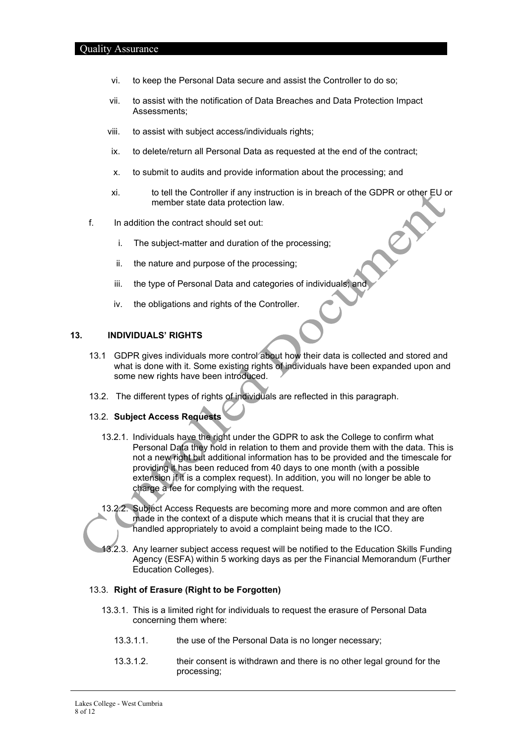vi. to keep the Personal Data secure and assist the Controller to do so;

vii. to assist with the notification of Data Breaches and Data Protection Impact Assessments;

viii. to assist with subject access/individuals rights;

ix. to delete/return all Personal Data as requested at the end of the contract;

x. to submit to audits and provide information about the processing; and

xi. to tell the Controller if any instruction is in breach of the GDPR or other EU or member state data protection law.

f. In addition the contract should set out:

i. The subject-matter and duration of the processing;

ii. the nature and purpose of the processing;

iii. the type of Personal Data and categories of individuals; and

iv. the obligations and rights of the Controller.

## 13. INDIVIDUALS' RIGHTS

13.1 GDPR gives individuals more control about how their data is collected and stored and what is done with it. Some existing rights of individuals have been expanded upon and some new rights have been introduced.

13.2. The different types of rights of individuals are reflected in this paragraph.

### 13.2. Subject Access Requests

13.2.1. Individuals have the right under the GDPR to ask the College to confirm what Personal Data they hold in relation to them and provide them with the data. This is not a new right but additional information has to be provided and the timescale for providing it has been reduced from 40 days to one month (with a possible extension if it is a complex request). In addition, you will no longer be able to charge a fee for complying with the request.

13.2.2. Subject Access Requests are becoming more and more common and are often made in the context of a dispute which means that it is crucial that they are handled appropriately to avoid a complaint being made to the ICO.

13.2.3. Any learner subject access request will be notified to the Education Skills Funding Agency (ESFA) within 5 working days as per the Financial Memorandum (Further Education Colleges).

### 13.3. Right of Erasure (Right to be Forgotten)

13.3.1. This is a limited right for individuals to request the erasure of Personal Data concerning them where:

13.3.1.1. the use of the Personal Data is no longer necessary;

13.3.1.2. their consent is withdrawn and there is no other legal ground for the processing;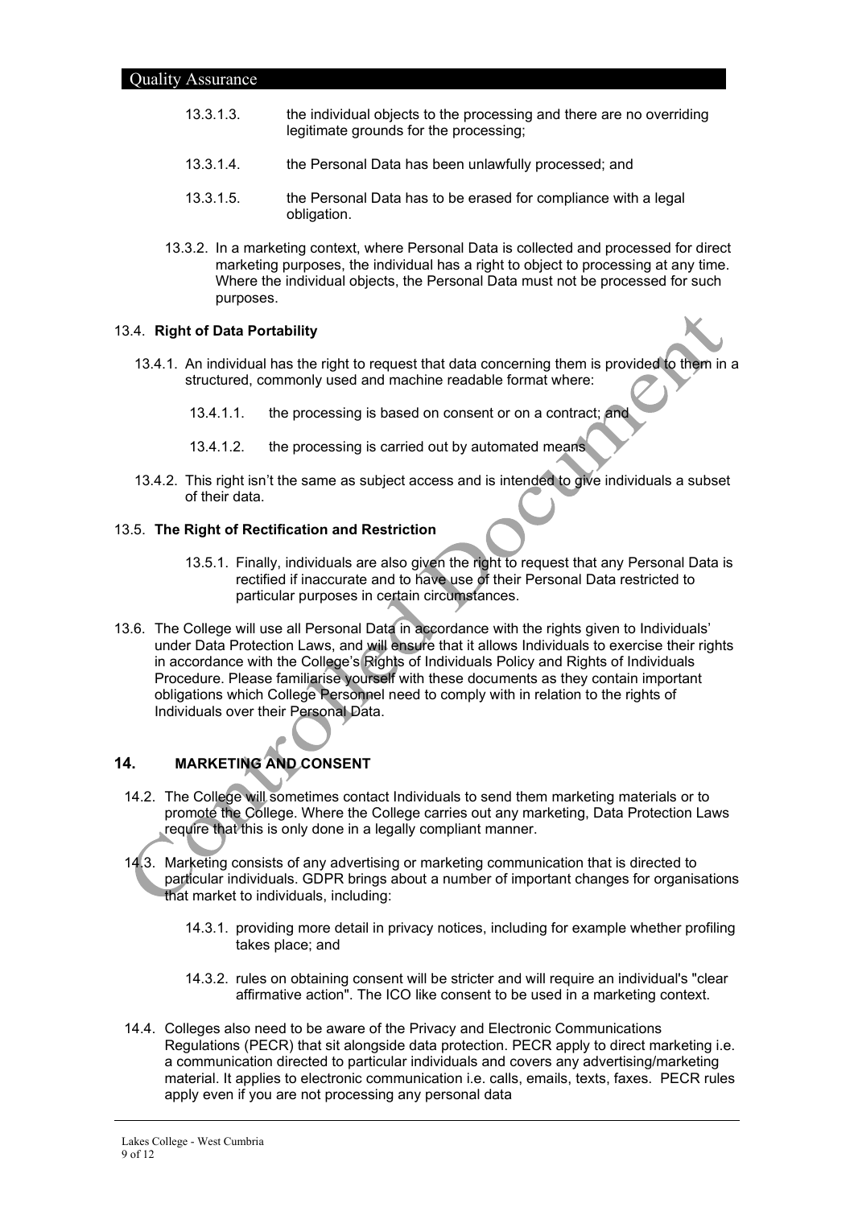13.3.1.3. the individual objects to the processing and there are no overriding legitimate grounds for the processing;

13.3.1.4. the Personal Data has been unlawfully processed; and

13.3.1.5. the Personal Data has to be erased for compliance with a legal obligation.

13.3.2. In a marketing context, where Personal Data is collected and processed for direct marketing purposes, the individual has a right to object to processing at any time. Where the individual objects, the Personal Data must not be processed for such purposes.

13.4. **Right of Data Portability**

13.4.1. An individual has the right to request that data concerning them is provided to them in a structured, commonly used and machine readable format where:

13.4.1.1. the processing is based on consent or on a contract; and

13.4.1.2. the processing is carried out by automated means

13.4.2. This right isn't the same as subject access and is intended to give individuals a subset of their data.

13.5. **The Right of Rectification and Restriction**

13.5.1. Finally, individuals are also given the right to request that any Personal Data is rectified if inaccurate and to have use of their Personal Data restricted to particular purposes in certain circumstances.

13.6. The College will use all Personal Data in accordance with the rights given to Individuals' under Data Protection Laws, and will ensure that it allows Individuals to exercise their rights in accordance with the College's Rights of Individuals Policy and Rights of Individuals Procedure. Please familiarise yourself with these documents as they contain important obligations which College Personnel need to comply with in relation to the rights of Individuals over their Personal Data.

## 14. MARKETING AND CONSENT

14.2. The College will sometimes contact Individuals to send them marketing materials or to promote the College. Where the College carries out any marketing, Data Protection Laws require that this is only done in a legally compliant manner.

14.3. Marketing consists of any advertising or marketing communication that is directed to particular individuals. GDPR brings about a number of important changes for organisations that market to individuals, including:

14.3.1. providing more detail in privacy notices, including for example whether profiling takes place; and

14.3.2. rules on obtaining consent will be stricter and will require an individual's "clear affirmative action". The ICO like consent to be used in a marketing context.

14.4. Colleges also need to be aware of the Privacy and Electronic Communications Regulations (PECR) that sit alongside data protection. PECR apply to direct marketing i.e. a communication directed to particular individuals and covers any advertising/marketing material. It applies to electronic communication i.e. calls, emails, texts, faxes. PECR rules apply even if you are not processing any personal data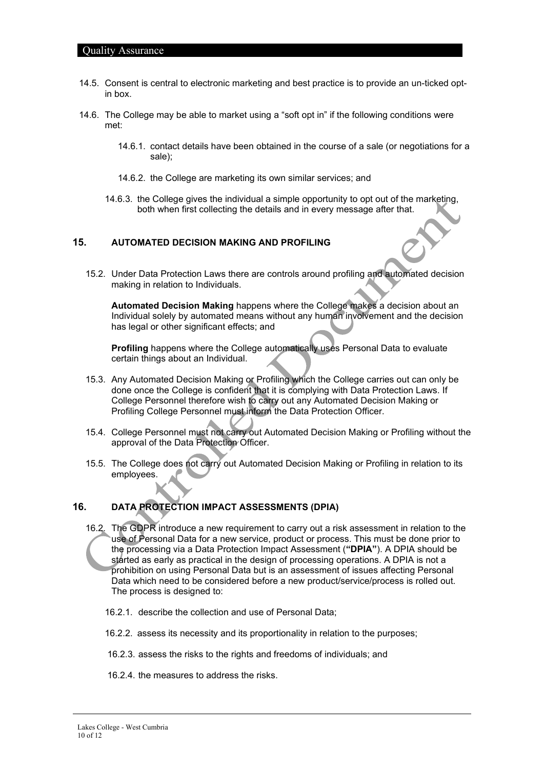14.5. Consent is central to electronic marketing and best practice is to provide an un-ticked opt-in box.

14.6. The College may be able to market using a "soft opt in" if the following conditions were met:

14.6.1. contact details have been obtained in the course of a sale (or negotiations for a sale);

14.6.2. the College are marketing its own similar services; and

14.6.3. the College gives the individual a simple opportunity to opt out of the marketing, both when first collecting the details and in every message after that.

## 15. AUTOMATED DECISION MAKING AND PROFILING

15.2. Under Data Protection Laws there are controls around profiling and automated decision making in relation to Individuals.

**Automated Decision Making** happens where the College makes a decision about an Individual solely by automated means without any human involvement and the decision has legal or other significant effects; and

**Profiling** happens where the College automatically uses Personal Data to evaluate certain things about an Individual.

15.3. Any Automated Decision Making or Profiling which the College carries out can only be done once the College is confident that it is complying with Data Protection Laws. If College Personnel therefore wish to carry out any Automated Decision Making or Profiling College Personnel must inform the Data Protection Officer.

15.4. College Personnel must not carry out Automated Decision Making or Profiling without the approval of the Data Protection Officer.

15.5. The College does not carry out Automated Decision Making or Profiling in relation to its employees.

## 16. DATA PROTECTION IMPACT ASSESSMENTS (DPIA)

16.2. The GDPR introduce a new requirement to carry out a risk assessment in relation to the use of Personal Data for a new service, product or process. This must be done prior to the processing via a Data Protection Impact Assessment (**"DPIA"**). A DPIA should be started as early as practical in the design of processing operations. A DPIA is not a prohibition on using Personal Data but is an assessment of issues affecting Personal Data which need to be considered before a new product/service/process is rolled out. The process is designed to:

16.2.1. describe the collection and use of Personal Data;

16.2.2. assess its necessity and its proportionality in relation to the purposes;

16.2.3. assess the risks to the rights and freedoms of individuals; and

16.2.4. the measures to address the risks.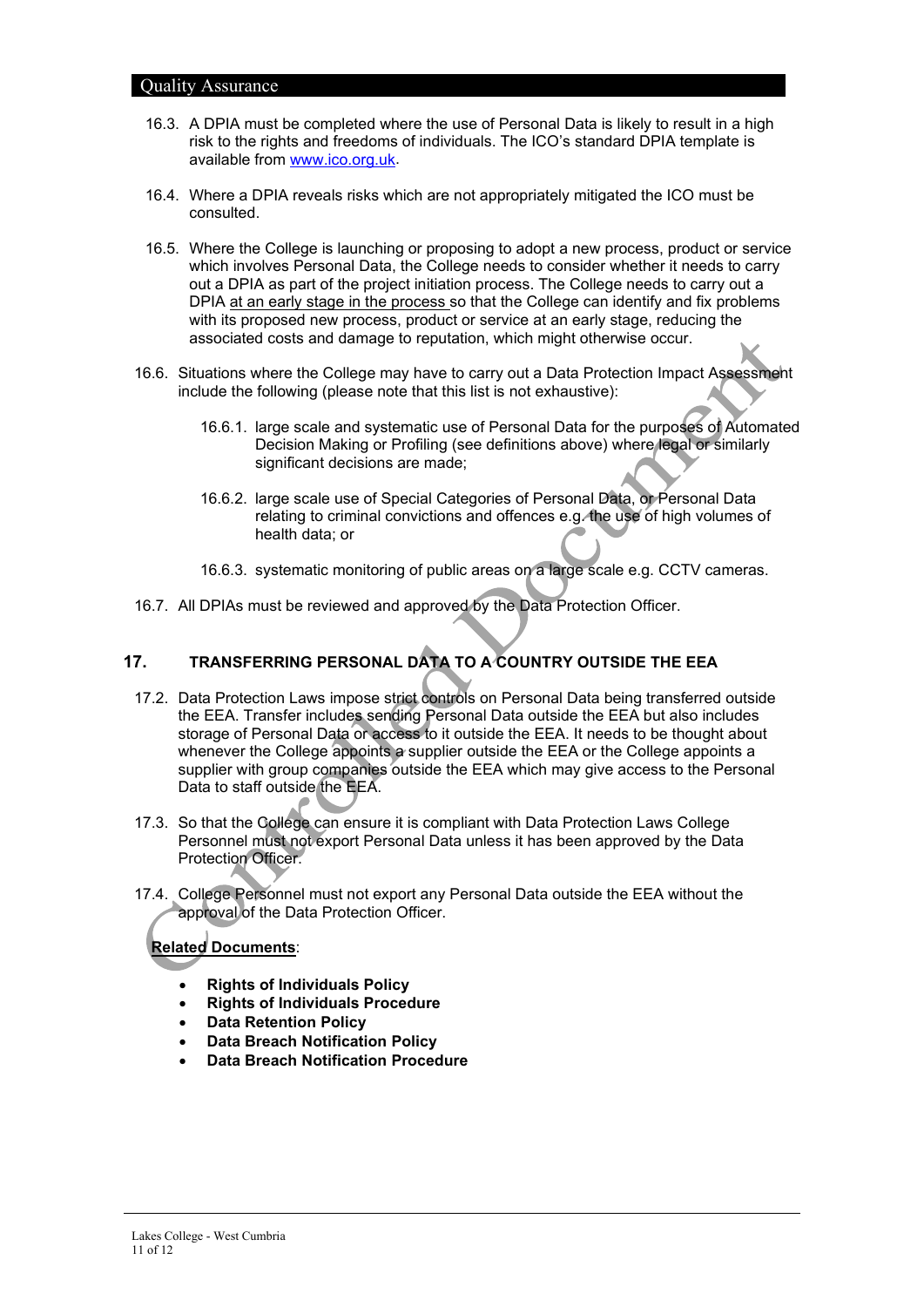16.3. A DPIA must be completed where the use of Personal Data is likely to result in a high risk to the rights and freedoms of individuals. The ICO's standard DPIA template is available from www.ico.org.uk.

16.4. Where a DPIA reveals risks which are not appropriately mitigated the ICO must be consulted.

16.5. Where the College is launching or proposing to adopt a new process, product or service which involves Personal Data, the College needs to consider whether it needs to carry out a DPIA as part of the project initiation process. The College needs to carry out a DPIA at an early stage in the process so that the College can identify and fix problems with its proposed new process, product or service at an early stage, reducing the associated costs and damage to reputation, which might otherwise occur.

16.6. Situations where the College may have to carry out a Data Protection Impact Assessment include the following (please note that this list is not exhaustive):

16.6.1. large scale and systematic use of Personal Data for the purposes of Automated Decision Making or Profiling (see definitions above) where legal or similarly significant decisions are made;

16.6.2. large scale use of Special Categories of Personal Data, or Personal Data relating to criminal convictions and offences e.g. the use of high volumes of health data; or

16.6.3. systematic monitoring of public areas on a large scale e.g. CCTV cameras.

16.7. All DPIAs must be reviewed and approved by the Data Protection Officer.

## 17. TRANSFERRING PERSONAL DATA TO A COUNTRY OUTSIDE THE EEA

17.2. Data Protection Laws impose strict controls on Personal Data being transferred outside the EEA. Transfer includes sending Personal Data outside the EEA but also includes storage of Personal Data or access to it outside the EEA. It needs to be thought about whenever the College appoints a supplier outside the EEA or the College appoints a supplier with group companies outside the EEA which may give access to the Personal Data to staff outside the EEA.

17.3. So that the College can ensure it is compliant with Data Protection Laws College Personnel must not export Personal Data unless it has been approved by the Data Protection Officer.

17.4. College Personnel must not export any Personal Data outside the EEA without the approval of the Data Protection Officer.

**Related Documents**:

- **Rights of Individuals Policy**
- **Rights of Individuals Procedure**
- **Data Retention Policy**
- **Data Breach Notification Policy**
- **Data Breach Notification Procedure**